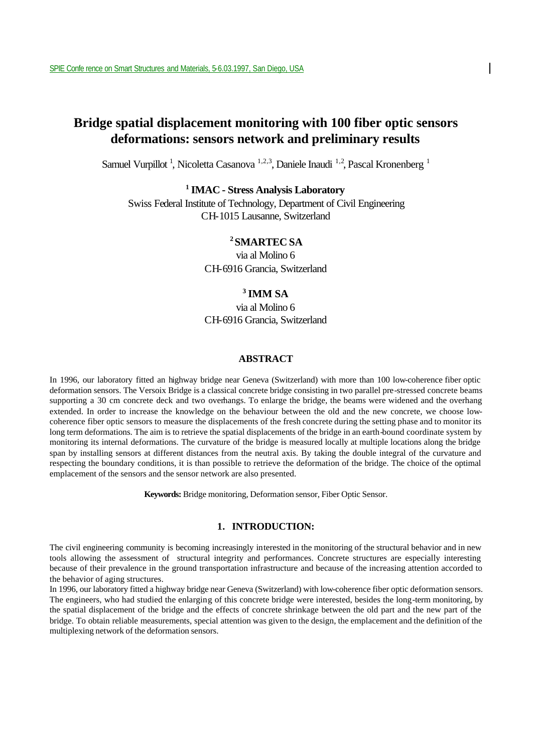# Bridge spatial displacement monitoring with 100 fiber optic sensors deformations: sensors network and preliminary results

Samuel Vurpillot [1], Nicoletta Casanova [1,2,3], Daniele Inaudi [1,2], Pascal Kronenberg [1]

[1] **IMAC - Stress Analysis Laboratory**
Swiss Federal Institute of Technology, Department of Civil Engineering
CH-1015 Lausanne, Switzerland

[2] **SMARTEC SA**
via al Molino 6
CH-6916 Grancia, Switzerland

[3] **IMM SA**
via al Molino 6
CH-6916 Grancia, Switzerland

## ABSTRACT

In 1996, our laboratory fitted an highway bridge near Geneva (Switzerland) with more than 100 low-coherence fiber optic deformation sensors. The Versoix Bridge is a classical concrete bridge consisting in two parallel pre-stressed concrete beams supporting a 30 cm concrete deck and two overhangs. To enlarge the bridge, the beams were widened and the overhang extended. In order to increase the knowledge on the behaviour between the old and the new concrete, we choose low-coherence fiber optic sensors to measure the displacements of the fresh concrete during the setting phase and to monitor its long term deformations. The aim is to retrieve the spatial displacements of the bridge in an earth-bound coordinate system by monitoring its internal deformations. The curvature of the bridge is measured locally at multiple locations along the bridge span by installing sensors at different distances from the neutral axis. By taking the double integral of the curvature and respecting the boundary conditions, it is than possible to retrieve the deformation of the bridge. The choice of the optimal emplacement of the sensors and the sensor network are also presented.

**Keywords:** Bridge monitoring, Deformation sensor, Fiber Optic Sensor.

## 1. INTRODUCTION:

The civil engineering community is becoming increasingly interested in the monitoring of the structural behavior and in new tools allowing the assessment of structural integrity and performances. Concrete structures are especially interesting because of their prevalence in the ground transportation infrastructure and because of the increasing attention accorded to the behavior of aging structures.

In 1996, our laboratory fitted a highway bridge near Geneva (Switzerland) with low-coherence fiber optic deformation sensors. The engineers, who had studied the enlarging of this concrete bridge were interested, besides the long-term monitoring, by the spatial displacement of the bridge and the effects of concrete shrinkage between the old part and the new part of the bridge. To obtain reliable measurements, special attention was given to the design, the emplacement and the definition of the multiplexing network of the deformation sensors.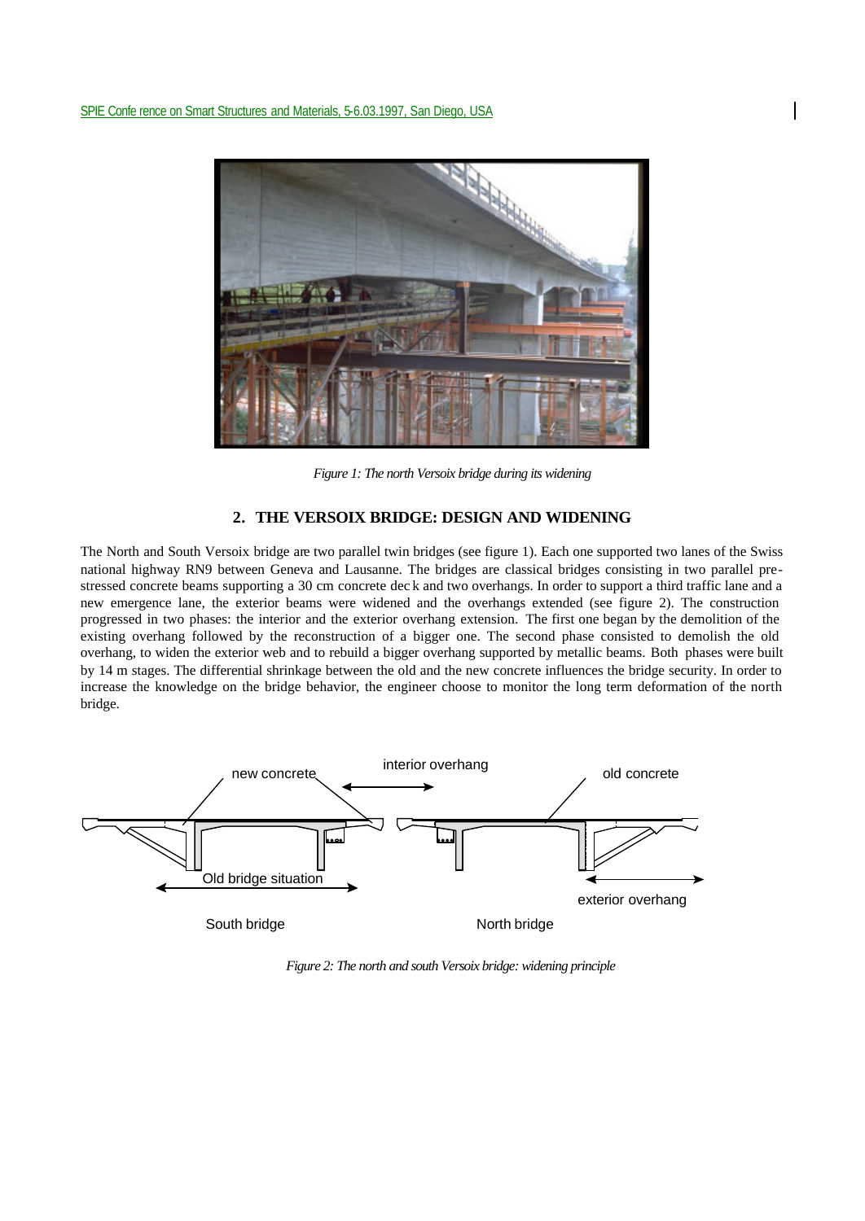*Figure 1: The north Versoix bridge during its widening*

## 2. THE VERSOIX BRIDGE: DESIGN AND WIDENING

The North and South Versoix bridge are two parallel twin bridges (see figure 1). Each one supported two lanes of the Swiss national highway RN9 between Geneva and Lausanne. The bridges are classical bridges consisting in two parallel pre-stressed concrete beams supporting a 30 cm concrete dec k and two overhangs. In order to support a third traffic lane and a new emergence lane, the exterior beams were widened and the overhangs extended (see figure 2). The construction progressed in two phases: the interior and the exterior overhang extension. The first one began by the demolition of the existing overhang followed by the reconstruction of a bigger one. The second phase consisted to demolish the old overhang, to widen the exterior web and to rebuild a bigger overhang supported by metallic beams. Both phases were built by 14 m stages. The differential shrinkage between the old and the new concrete influences the bridge security. In order to increase the knowledge on the bridge behavior, the engineer choose to monitor the long term deformation of the north bridge.

*Figure 2: The north and south Versoix bridge: widening principle*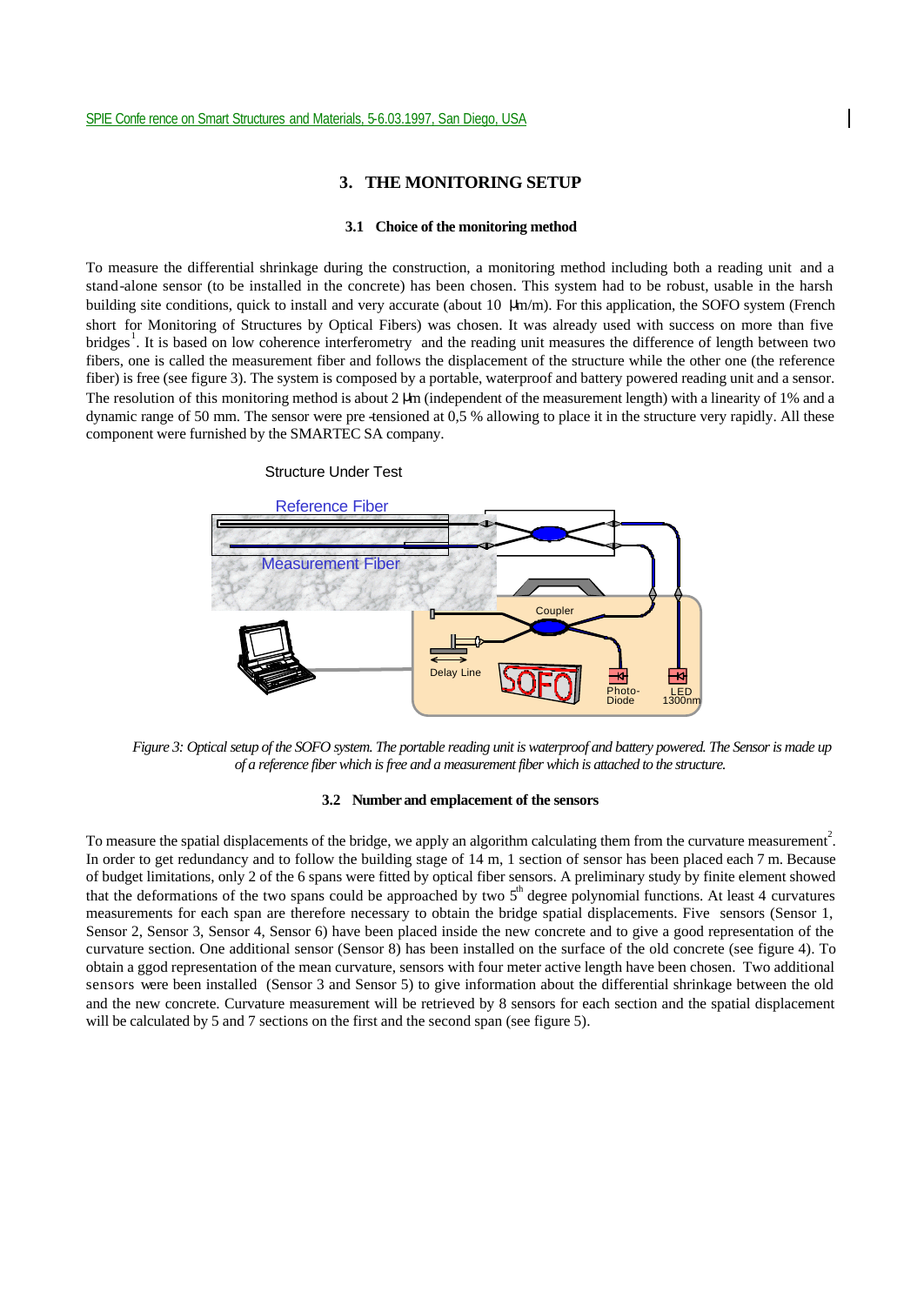## 3. THE MONITORING SETUP

### 3.1 Choice of the monitoring method

To measure the differential shrinkage during the construction, a monitoring method including both a reading unit and a stand-alone sensor (to be installed in the concrete) has been chosen. This system had to be robust, usable in the harsh building site conditions, quick to install and very accurate (about 10 μm/m). For this application, the SOFO system (French short for Monitoring of Structures by Optical Fibers) was chosen. It was already used with success on more than five bridges[1]. It is based on low coherence interferometry and the reading unit measures the difference of length between two fibers, one is called the measurement fiber and follows the displacement of the structure while the other one (the reference fiber) is free (see figure 3). The system is composed by a portable, waterproof and battery powered reading unit and a sensor. The resolution of this monitoring method is about 2 μm (independent of the measurement length) with a linearity of 1% and a dynamic range of 50 mm. The sensor were pre-tensioned at 0,5 % allowing to place it in the structure very rapidly. All these component were furnished by the SMARTEC SA company.

*Figure 3: Optical setup of the SOFO system. The portable reading unit is waterproof and battery powered. The Sensor is made up of a reference fiber which is free and a measurement fiber which is attached to the structure.*

### 3.2 Number and emplacement of the sensors

To measure the spatial displacements of the bridge, we apply an algorithm calculating them from the curvature measurement[2]. In order to get redundancy and to follow the building stage of 14 m, 1 section of sensor has been placed each 7 m. Because of budget limitations, only 2 of the 6 spans were fitted by optical fiber sensors. A preliminary study by finite element showed that the deformations of the two spans could be approached by two $5^{th}$ degree polynomial functions. At least 4 curvatures measurements for each span are therefore necessary to obtain the bridge spatial displacements. Five sensors (Sensor 1, Sensor 2, Sensor 3, Sensor 4, Sensor 6) have been placed inside the new concrete and to give a good representation of the curvature section. One additional sensor (Sensor 8) has been installed on the surface of the old concrete (see figure 4). To obtain a ggod representation of the mean curvature, sensors with four meter active length have been chosen. Two additional sensors were been installed (Sensor 3 and Sensor 5) to give information about the differential shrinkage between the old and the new concrete. Curvature measurement will be retrieved by 8 sensors for each section and the spatial displacement will be calculated by 5 and 7 sections on the first and the second span (see figure 5).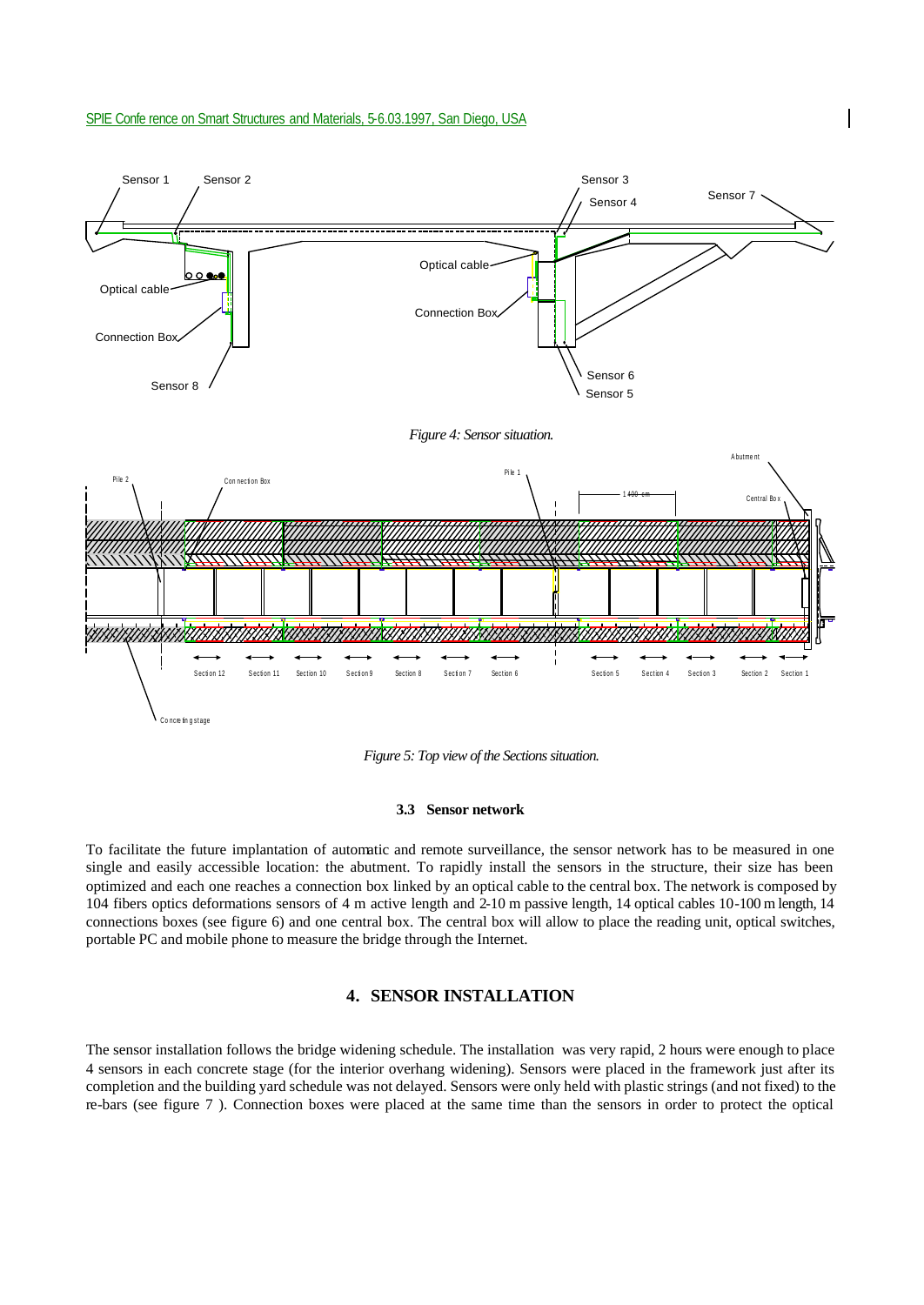*Figure 4: Sensor situation.*

*Figure 5: Top view of the Sections situation.*

### 3.3 Sensor network

To facilitate the future implantation of automatic and remote surveillance, the sensor network has to be measured in one single and easily accessible location: the abutment. To rapidly install the sensors in the structure, their size has been optimized and each one reaches a connection box linked by an optical cable to the central box. The network is composed by 104 fibers optics deformations sensors of 4 m active length and 2-10 m passive length, 14 optical cables 10-100 m length, 14 connections boxes (see figure 6) and one central box. The central box will allow to place the reading unit, optical switches, portable PC and mobile phone to measure the bridge through the Internet.

## 4. SENSOR INSTALLATION

The sensor installation follows the bridge widening schedule. The installation was very rapid, 2 hours were enough to place 4 sensors in each concrete stage (for the interior overhang widening). Sensors were placed in the framework just after its completion and the building yard schedule was not delayed. Sensors were only held with plastic strings (and not fixed) to the re-bars (see figure 7 ). Connection boxes were placed at the same time than the sensors in order to protect the optical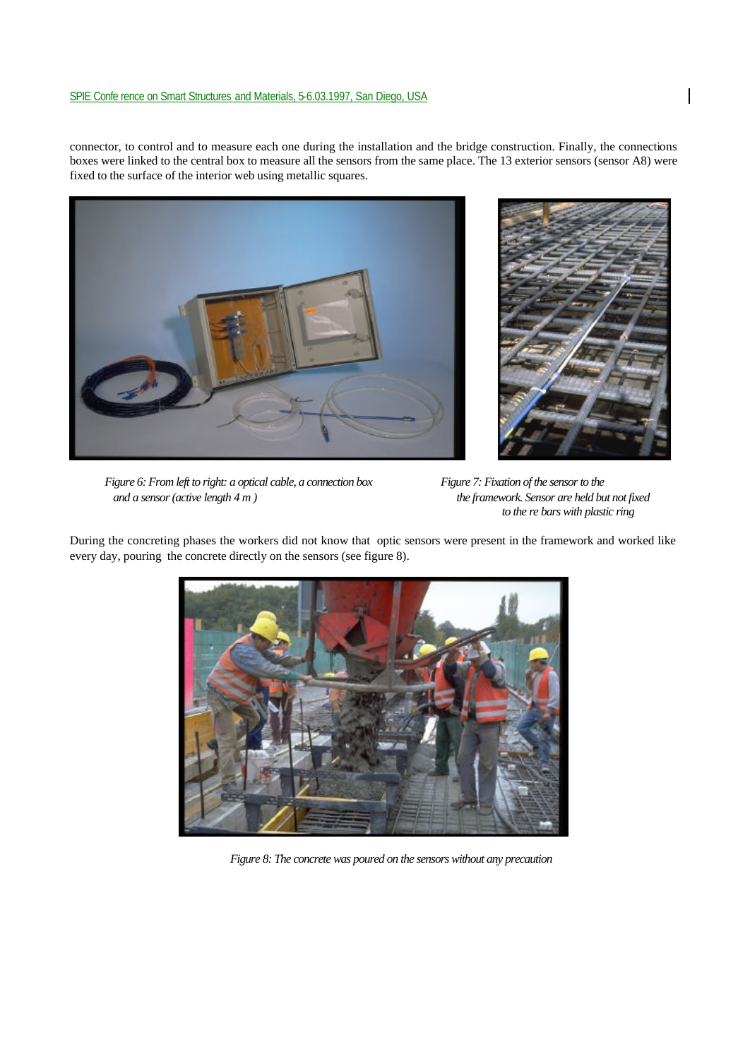connector, to control and to measure each one during the installation and the bridge construction. Finally, the connections boxes were linked to the central box to measure all the sensors from the same place. The 13 exterior sensors (sensor A8) were fixed to the surface of the interior web using metallic squares.

*Figure 6: From left to right: a optical cable, a connection box and a sensor (active length 4 m )*

*Figure 7: Fixation of the sensor to the the framework. Sensor are held but not fixed to the re bars with plastic ring*

During the concreting phases the workers did not know that optic sensors were present in the framework and worked like every day, pouring the concrete directly on the sensors (see figure 8).

*Figure 8: The concrete was poured on the sensors without any precaution*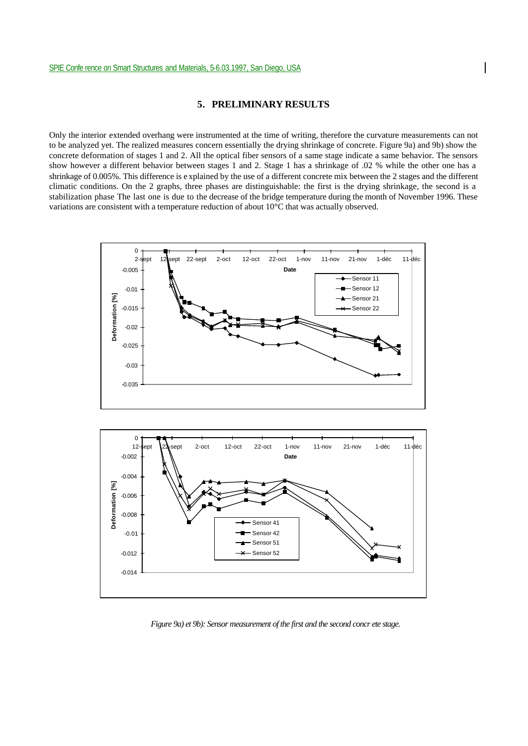## 5. PRELIMINARY RESULTS

Only the interior extended overhang were instrumented at the time of writing, therefore the curvature measurements can not to be analyzed yet. The realized measures concern essentially the drying shrinkage of concrete. Figure 9a) and 9b) show the concrete deformation of stages 1 and 2. All the optical fiber sensors of a same stage indicate a same behavior. The sensors show however a different behavior between stages 1 and 2. Stage 1 has a shrinkage of .02 % while the other one has a shrinkage of 0.005%. This difference is explained by the use of a different concrete mix between the 2 stages and the different climatic conditions. On the 2 graphs, three phases are distinguishable: the first is the drying shrinkage, the second is a stabilization phase The last one is due to the decrease of the bridge temperature during the month of November 1996. These variations are consistent with a temperature reduction of about 10°C that was actually observed.

*Figure 9a) et 9b): Sensor measurement of the first and the second concrete stage.*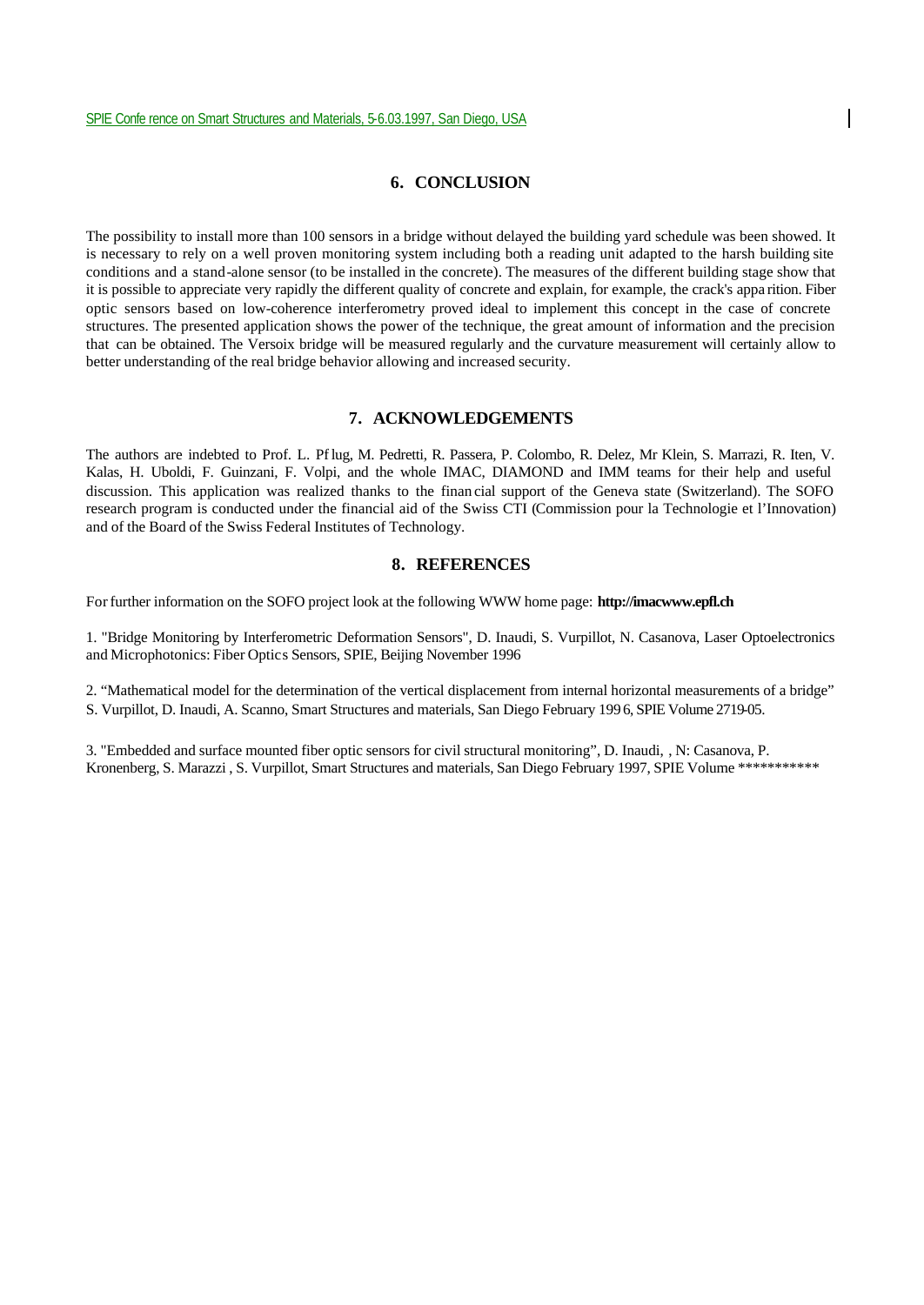## 6. CONCLUSION

The possibility to install more than 100 sensors in a bridge without delayed the building yard schedule was been showed. It is necessary to rely on a well proven monitoring system including both a reading unit adapted to the harsh building site conditions and a stand-alone sensor (to be installed in the concrete). The measures of the different building stage show that it is possible to appreciate very rapidly the different quality of concrete and explain, for example, the crack's apparition. Fiber optic sensors based on low-coherence interferometry proved ideal to implement this concept in the case of concrete structures. The presented application shows the power of the technique, the great amount of information and the precision that can be obtained. The Versoix bridge will be measured regularly and the curvature measurement will certainly allow to better understanding of the real bridge behavior allowing and increased security.

## 7. ACKNOWLEDGEMENTS

The authors are indebted to Prof. L. Pflug, M. Pedretti, R. Passera, P. Colombo, R. Delez, Mr Klein, S. Marrazi, R. Iten, V. Kalas, H. Uboldi, F. Guinzani, F. Volpi, and the whole IMAC, DIAMOND and IMM teams for their help and useful discussion. This application was realized thanks to the financial support of the Geneva state (Switzerland). The SOFO research program is conducted under the financial aid of the Swiss CTI (Commission pour la Technologie et l'Innovation) and of the Board of the Swiss Federal Institutes of Technology.

## 8. REFERENCES

For further information on the SOFO project look at the following WWW home page: **http://imacwww.epfl.ch**

1. "Bridge Monitoring by Interferometric Deformation Sensors", D. Inaudi, S. Vurpillot, N. Casanova, Laser Optoelectronics and Microphotonics: Fiber Optics Sensors, SPIE, Beijing November 1996

2. "Mathematical model for the determination of the vertical displacement from internal horizontal measurements of a bridge" S. Vurpillot, D. Inaudi, A. Scanno, Smart Structures and materials, San Diego February 1996, SPIE Volume 2719-05.

3. "Embedded and surface mounted fiber optic sensors for civil structural monitoring", D. Inaudi, , N: Casanova, P. Kronenberg, S. Marazzi , S. Vurpillot, Smart Structures and materials, San Diego February 1997, SPIE Volume ***********